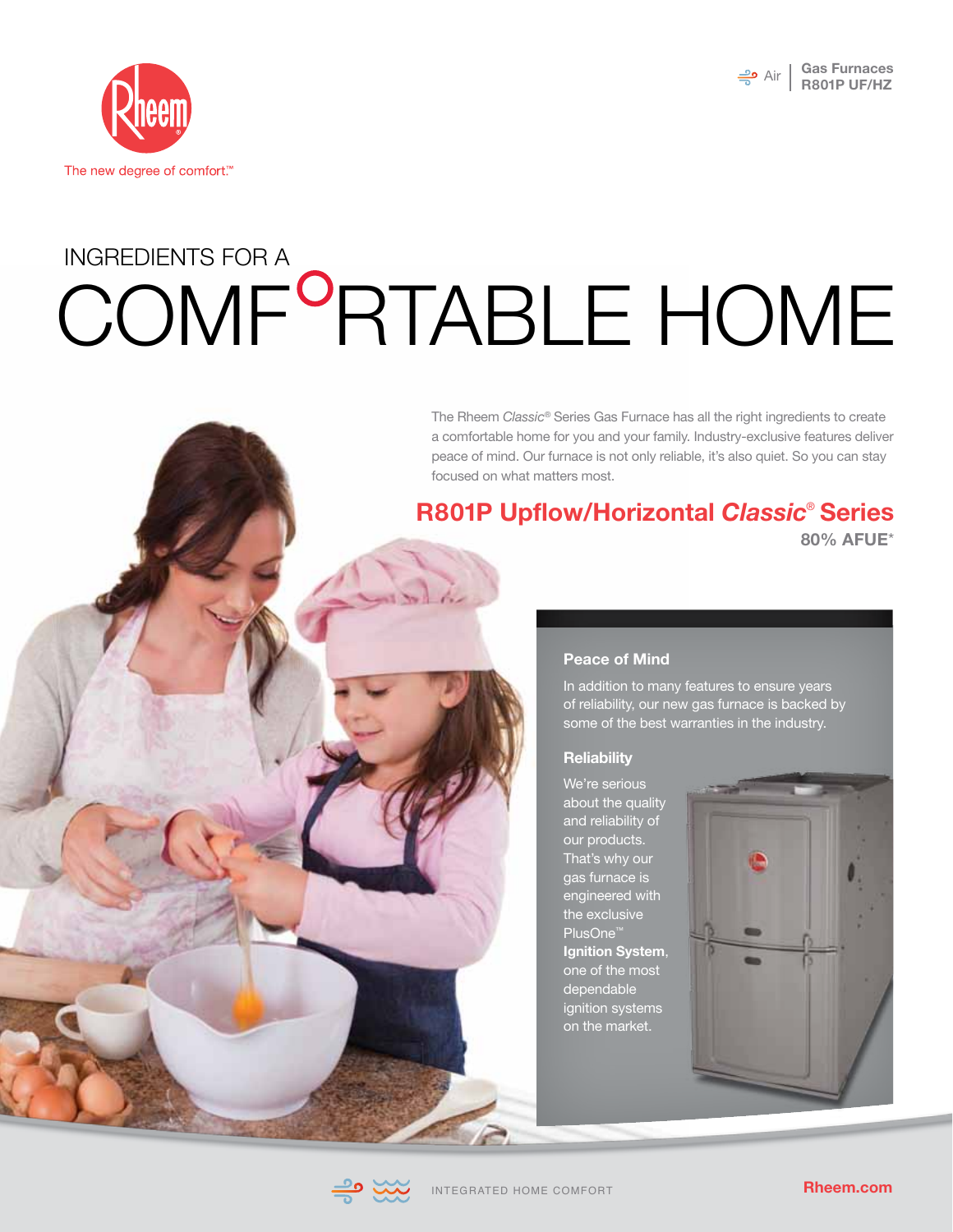Air | Gas Furnaces R801P UF/HZ

The new degree of comfort.™

# INGREDIENTS FOR A COMFORTABLE HOME

The Rheem *Classic*® Series Gas Furnace has all the right ingredients to create a comfortable home for you and your family. Industry-exclusive features deliver peace of mind. Our furnace is not only reliable, it's also quiet. So you can stay focused on what matters most.

## R801P Upflow/Horizontal *Classic*® Series

**80% AFUE***

### Peace of Mind

In addition to many features to ensure years of reliability, our new gas furnace is backed by some of the best warranties in the industry.

### Reliability

We're serious about the quality and reliability of our products. That's why our gas furnace is engineered with the exclusive PlusOne™ **Ignition System**, one of the most dependable ignition systems on the market.

INTEGRATED HOME COMFORT

Rheem.com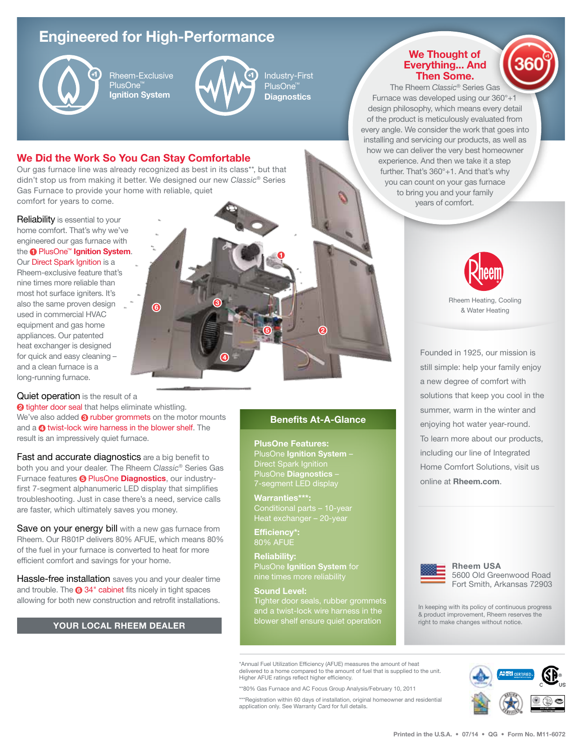# Engineered for High-Performance

Rheem-Exclusive PlusOne™ **Ignition System**

Industry-First PlusOne™ **Diagnostics**

## We Thought of Everything... And Then Some.

The Rheem *Classic*® Series Gas Furnace was developed using our 360°+1 design philosophy, which means every detail of the product is meticulously evaluated from every angle. We consider the work that goes into installing and servicing our products, as well as how we can deliver the very best homeowner experience. And then we take it a step further. That's 360°+1. And that's why you can count on your gas furnace to bring you and your family years of comfort.

## We Did the Work So You Can Stay Comfortable

Our gas furnace line was already recognized as best in its class**, but that didn't stop us from making it better. We designed our new *Classic*® Series Gas Furnace to provide your home with reliable, quiet comfort for years to come.

Reliability is essential to your home comfort. That's why we've engineered our gas furnace with the ❶ PlusOne™ **Ignition System**. Our Direct Spark Ignition is a Rheem-exclusive feature that's nine times more reliable than most hot surface igniters. It's also the same proven design used in commercial HVAC equipment and gas home appliances. Our patented heat exchanger is designed for quick and easy cleaning – and a clean furnace is a long-running furnace.

Quiet operation is the result of a ❷ tighter door seal that helps eliminate whistling. We've also added ❸ rubber grommets on the motor mounts and a ❹ twist-lock wire harness in the blower shelf. The result is an impressively quiet furnace.

Fast and accurate diagnostics are a big benefit to both you and your dealer. The Rheem *Classic*® Series Gas Furnace features ❺ PlusOne **Diagnostics**, our industry-first 7-segment alphanumeric LED display that simplifies troubleshooting. Just in case there's a need, service calls are faster, which ultimately saves you money.

Save on your energy bill with a new gas furnace from Rheem. Our R801P delivers 80% AFUE, which means 80% of the fuel in your furnace is converted to heat for more efficient comfort and savings for your home.

Hassle-free installation saves you and your dealer time and trouble. The ❻ 34" cabinet fits nicely in tight spaces allowing for both new construction and retrofit installations.

**YOUR LOCAL RHEEM DEALER**

## Benefits At-A-Glance

**PlusOne Features:**
PlusOne **Ignition System** – Direct Spark Ignition
PlusOne **Diagnostics** – 7-segment LED display

**Warranties***:**
Conditional parts – 10-year
Heat exchanger – 20-year

**Efficiency*:**
80% AFUE

**Reliability:**
PlusOne **Ignition System** for nine times more reliability

**Sound Level:**
Tighter door seals, rubber grommets and a twist-lock wire harness in the blower shelf ensure quiet operation

Rheem Heating, Cooling & Water Heating

Founded in 1925, our mission is still simple: help your family enjoy a new degree of comfort with solutions that keep you cool in the summer, warm in the winter and enjoying hot water year-round. To learn more about our products, including our line of Integrated Home Comfort Solutions, visit us online at **Rheem.com**.

**Rheem USA**
5600 Old Greenwood Road
Fort Smith, Arkansas 72903

In keeping with its policy of continuous progress & product improvement, Rheem reserves the right to make changes without notice.

*Annual Fuel Utilization Efficiency (AFUE) measures the amount of heat delivered to a home compared to the amount of fuel that is supplied to the unit. Higher AFUE ratings reflect higher efficiency.

**80% Gas Furnace and AC Focus Group Analysis/February 10, 2011

***Registration within 60 days of installation, original homeowner and residential application only. See Warranty Card for full details.

Printed in the U.S.A. • 07/14 • QG • Form No. M11-6072